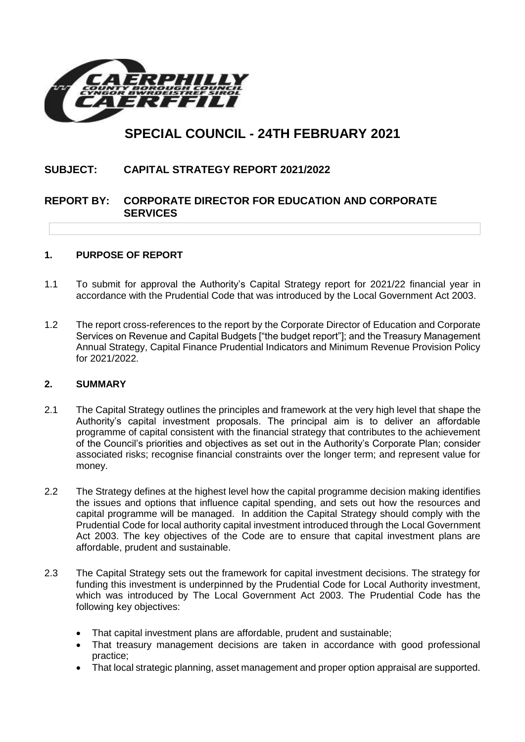# SPECIAL COUNCIL - 24TH FEBRUARY 2021

**SUBJECT: CAPITAL STRATEGY REPORT 2021/2022**

**REPORT BY: CORPORATE DIRECTOR FOR EDUCATION AND CORPORATE SERVICES**

## 1. PURPOSE OF REPORT

1.1 To submit for approval the Authority's Capital Strategy report for 2021/22 financial year in accordance with the Prudential Code that was introduced by the Local Government Act 2003.

1.2 The report cross-references to the report by the Corporate Director of Education and Corporate Services on Revenue and Capital Budgets ["the budget report"]; and the Treasury Management Annual Strategy, Capital Finance Prudential Indicators and Minimum Revenue Provision Policy for 2021/2022.

## 2. SUMMARY

2.1 The Capital Strategy outlines the principles and framework at the very high level that shape the Authority's capital investment proposals. The principal aim is to deliver an affordable programme of capital consistent with the financial strategy that contributes to the achievement of the Council's priorities and objectives as set out in the Authority's Corporate Plan; consider associated risks; recognise financial constraints over the longer term; and represent value for money.

2.2 The Strategy defines at the highest level how the capital programme decision making identifies the issues and options that influence capital spending, and sets out how the resources and capital programme will be managed. In addition the Capital Strategy should comply with the Prudential Code for local authority capital investment introduced through the Local Government Act 2003. The key objectives of the Code are to ensure that capital investment plans are affordable, prudent and sustainable.

2.3 The Capital Strategy sets out the framework for capital investment decisions. The strategy for funding this investment is underpinned by the Prudential Code for Local Authority investment, which was introduced by The Local Government Act 2003. The Prudential Code has the following key objectives:

- That capital investment plans are affordable, prudent and sustainable;
- That treasury management decisions are taken in accordance with good professional practice;
- That local strategic planning, asset management and proper option appraisal are supported.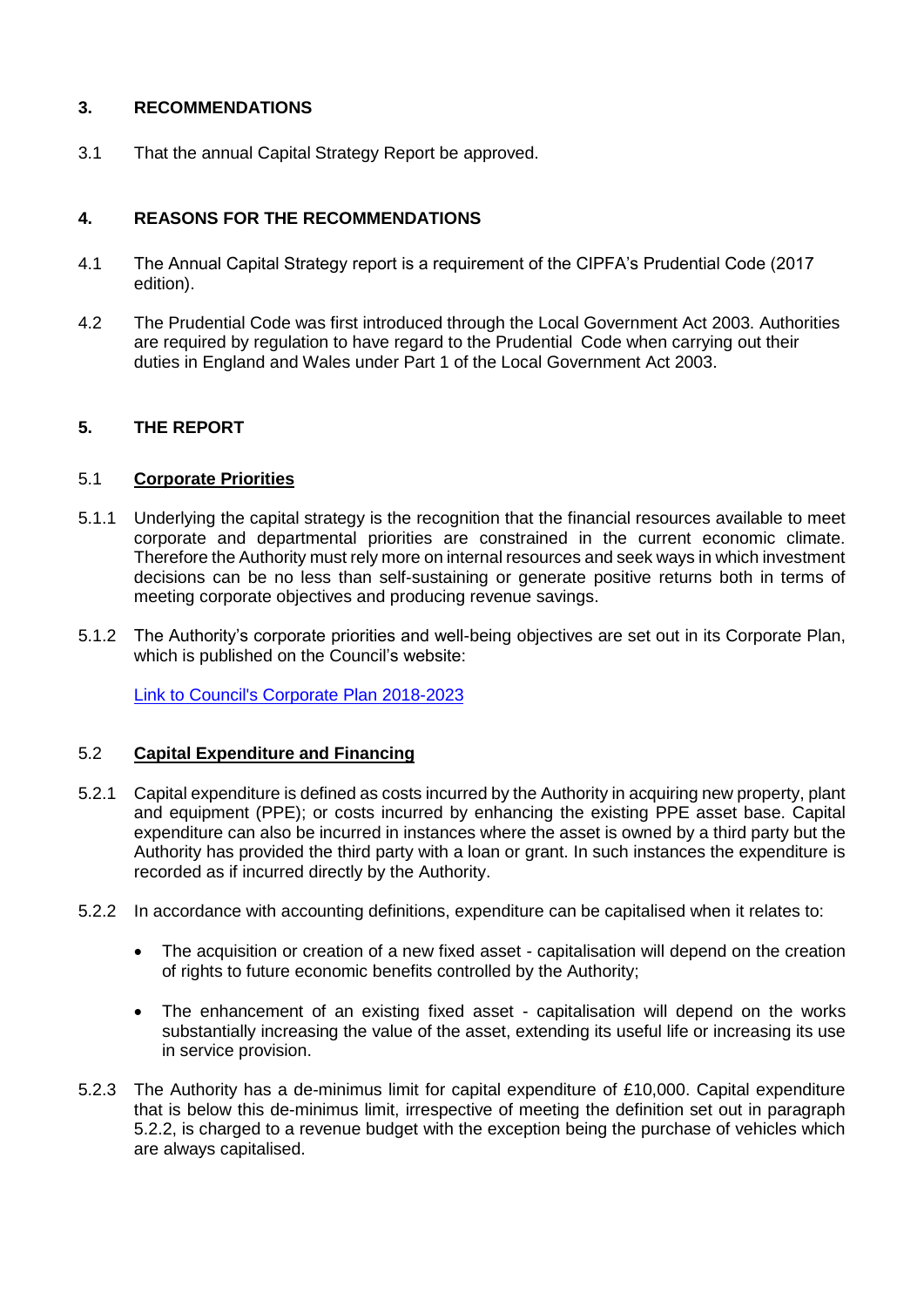## 3. RECOMMENDATIONS

3.1 That the annual Capital Strategy Report be approved.

## 4. REASONS FOR THE RECOMMENDATIONS

4.1 The Annual Capital Strategy report is a requirement of the CIPFA's Prudential Code (2017 edition).

4.2 The Prudential Code was first introduced through the Local Government Act 2003. Authorities are required by regulation to have regard to the Prudential Code when carrying out their duties in England and Wales under Part 1 of the Local Government Act 2003.

## 5. THE REPORT

### 5.1 Corporate Priorities

5.1.1 Underlying the capital strategy is the recognition that the financial resources available to meet corporate and departmental priorities are constrained in the current economic climate. Therefore the Authority must rely more on internal resources and seek ways in which investment decisions can be no less than self-sustaining or generate positive returns both in terms of meeting corporate objectives and producing revenue savings.

5.1.2 The Authority's corporate priorities and well-being objectives are set out in its Corporate Plan, which is published on the Council's website:

Link to Council's Corporate Plan 2018-2023

### 5.2 Capital Expenditure and Financing

5.2.1 Capital expenditure is defined as costs incurred by the Authority in acquiring new property, plant and equipment (PPE); or costs incurred by enhancing the existing PPE asset base. Capital expenditure can also be incurred in instances where the asset is owned by a third party but the Authority has provided the third party with a loan or grant. In such instances the expenditure is recorded as if incurred directly by the Authority.

5.2.2 In accordance with accounting definitions, expenditure can be capitalised when it relates to:

- The acquisition or creation of a new fixed asset - capitalisation will depend on the creation of rights to future economic benefits controlled by the Authority;
- The enhancement of an existing fixed asset - capitalisation will depend on the works substantially increasing the value of the asset, extending its useful life or increasing its use in service provision.

5.2.3 The Authority has a de-minimus limit for capital expenditure of £10,000. Capital expenditure that is below this de-minimus limit, irrespective of meeting the definition set out in paragraph 5.2.2, is charged to a revenue budget with the exception being the purchase of vehicles which are always capitalised.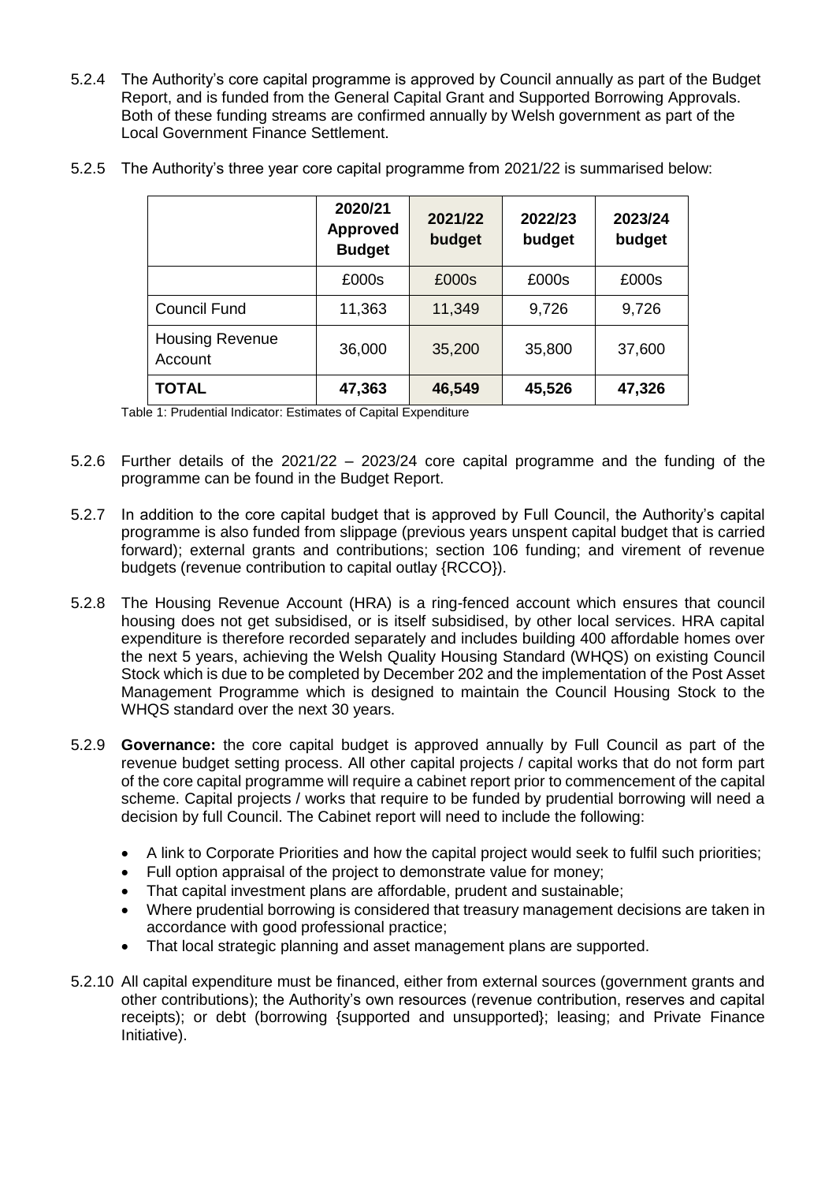5.2.4 The Authority's core capital programme is approved by Council annually as part of the Budget Report, and is funded from the General Capital Grant and Supported Borrowing Approvals. Both of these funding streams are confirmed annually by Welsh government as part of the Local Government Finance Settlement.

5.2.5 The Authority's three year core capital programme from 2021/22 is summarised below:

| | **2020/21 Approved Budget** | **2021/22 budget** | **2022/23 budget** | **2023/24 budget** |
|---|---|---|---|---|
| | £000s | £000s | £000s | £000s |
| Council Fund | 11,363 | 11,349 | 9,726 | 9,726 |
| Housing Revenue Account | 36,000 | 35,200 | 35,800 | 37,600 |
| **TOTAL** | **47,363** | **46,549** | **45,526** | **47,326** |

Table 1: Prudential Indicator: Estimates of Capital Expenditure

5.2.6 Further details of the 2021/22 – 2023/24 core capital programme and the funding of the programme can be found in the Budget Report.

5.2.7 In addition to the core capital budget that is approved by Full Council, the Authority's capital programme is also funded from slippage (previous years unspent capital budget that is carried forward); external grants and contributions; section 106 funding; and virement of revenue budgets (revenue contribution to capital outlay {RCCO}).

5.2.8 The Housing Revenue Account (HRA) is a ring-fenced account which ensures that council housing does not get subsidised, or is itself subsidised, by other local services. HRA capital expenditure is therefore recorded separately and includes building 400 affordable homes over the next 5 years, achieving the Welsh Quality Housing Standard (WHQS) on existing Council Stock which is due to be completed by December 202 and the implementation of the Post Asset Management Programme which is designed to maintain the Council Housing Stock to the WHQS standard over the next 30 years.

5.2.9 **Governance:** the core capital budget is approved annually by Full Council as part of the revenue budget setting process. All other capital projects / capital works that do not form part of the core capital programme will require a cabinet report prior to commencement of the capital scheme. Capital projects / works that require to be funded by prudential borrowing will need a decision by full Council. The Cabinet report will need to include the following:

- A link to Corporate Priorities and how the capital project would seek to fulfil such priorities;
- Full option appraisal of the project to demonstrate value for money;
- That capital investment plans are affordable, prudent and sustainable;
- Where prudential borrowing is considered that treasury management decisions are taken in accordance with good professional practice;
- That local strategic planning and asset management plans are supported.

5.2.10 All capital expenditure must be financed, either from external sources (government grants and other contributions); the Authority's own resources (revenue contribution, reserves and capital receipts); or debt (borrowing {supported and unsupported}; leasing; and Private Finance Initiative).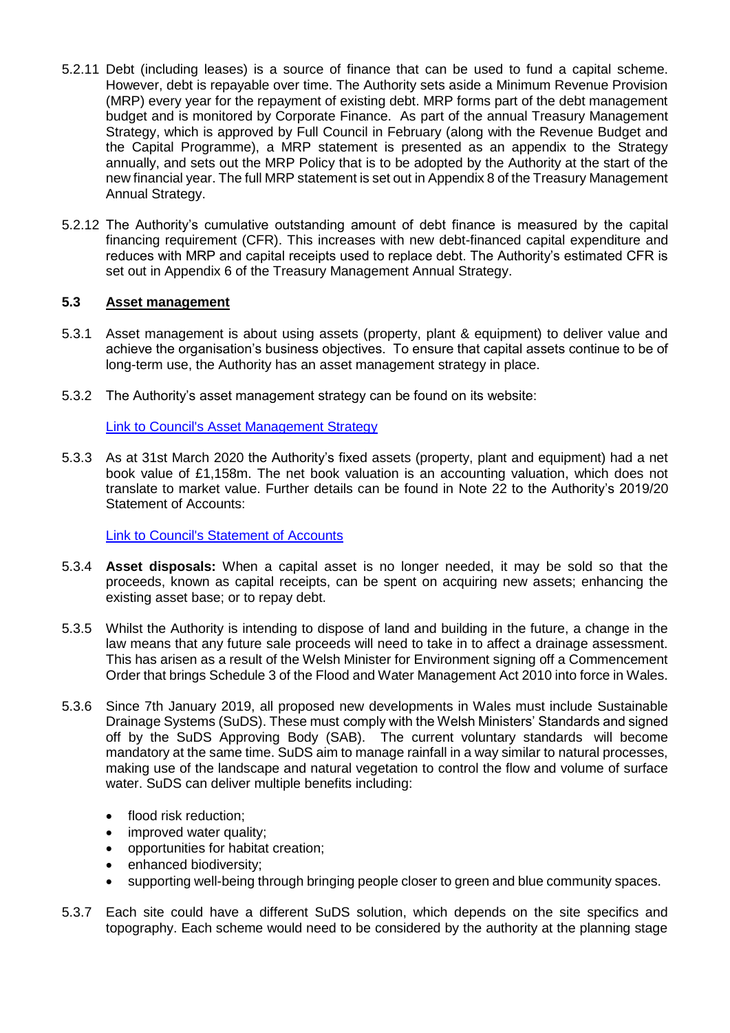5.2.11 Debt (including leases) is a source of finance that can be used to fund a capital scheme. However, debt is repayable over time. The Authority sets aside a Minimum Revenue Provision (MRP) every year for the repayment of existing debt. MRP forms part of the debt management budget and is monitored by Corporate Finance. As part of the annual Treasury Management Strategy, which is approved by Full Council in February (along with the Revenue Budget and the Capital Programme), a MRP statement is presented as an appendix to the Strategy annually, and sets out the MRP Policy that is to be adopted by the Authority at the start of the new financial year. The full MRP statement is set out in Appendix 8 of the Treasury Management Annual Strategy.

5.2.12 The Authority's cumulative outstanding amount of debt finance is measured by the capital financing requirement (CFR). This increases with new debt-financed capital expenditure and reduces with MRP and capital receipts used to replace debt. The Authority's estimated CFR is set out in Appendix 6 of the Treasury Management Annual Strategy.

### 5.3 Asset management

5.3.1 Asset management is about using assets (property, plant & equipment) to deliver value and achieve the organisation's business objectives. To ensure that capital assets continue to be of long-term use, the Authority has an asset management strategy in place.

5.3.2 The Authority's asset management strategy can be found on its website:

[Link to Council's Asset Management Strategy]()

5.3.3 As at 31st March 2020 the Authority's fixed assets (property, plant and equipment) had a net book value of £1,158m. The net book valuation is an accounting valuation, which does not translate to market value. Further details can be found in Note 22 to the Authority's 2019/20 Statement of Accounts:

[Link to Council's Statement of Accounts]()

5.3.4 **Asset disposals:** When a capital asset is no longer needed, it may be sold so that the proceeds, known as capital receipts, can be spent on acquiring new assets; enhancing the existing asset base; or to repay debt.

5.3.5 Whilst the Authority is intending to dispose of land and building in the future, a change in the law means that any future sale proceeds will need to take in to affect a drainage assessment. This has arisen as a result of the Welsh Minister for Environment signing off a Commencement Order that brings Schedule 3 of the Flood and Water Management Act 2010 into force in Wales.

5.3.6 Since 7th January 2019, all proposed new developments in Wales must include Sustainable Drainage Systems (SuDS). These must comply with the Welsh Ministers' Standards and signed off by the SuDS Approving Body (SAB). The current voluntary standards will become mandatory at the same time. SuDS aim to manage rainfall in a way similar to natural processes, making use of the landscape and natural vegetation to control the flow and volume of surface water. SuDS can deliver multiple benefits including:

- flood risk reduction;
- improved water quality;
- opportunities for habitat creation;
- enhanced biodiversity;
- supporting well-being through bringing people closer to green and blue community spaces.

5.3.7 Each site could have a different SuDS solution, which depends on the site specifics and topography. Each scheme would need to be considered by the authority at the planning stage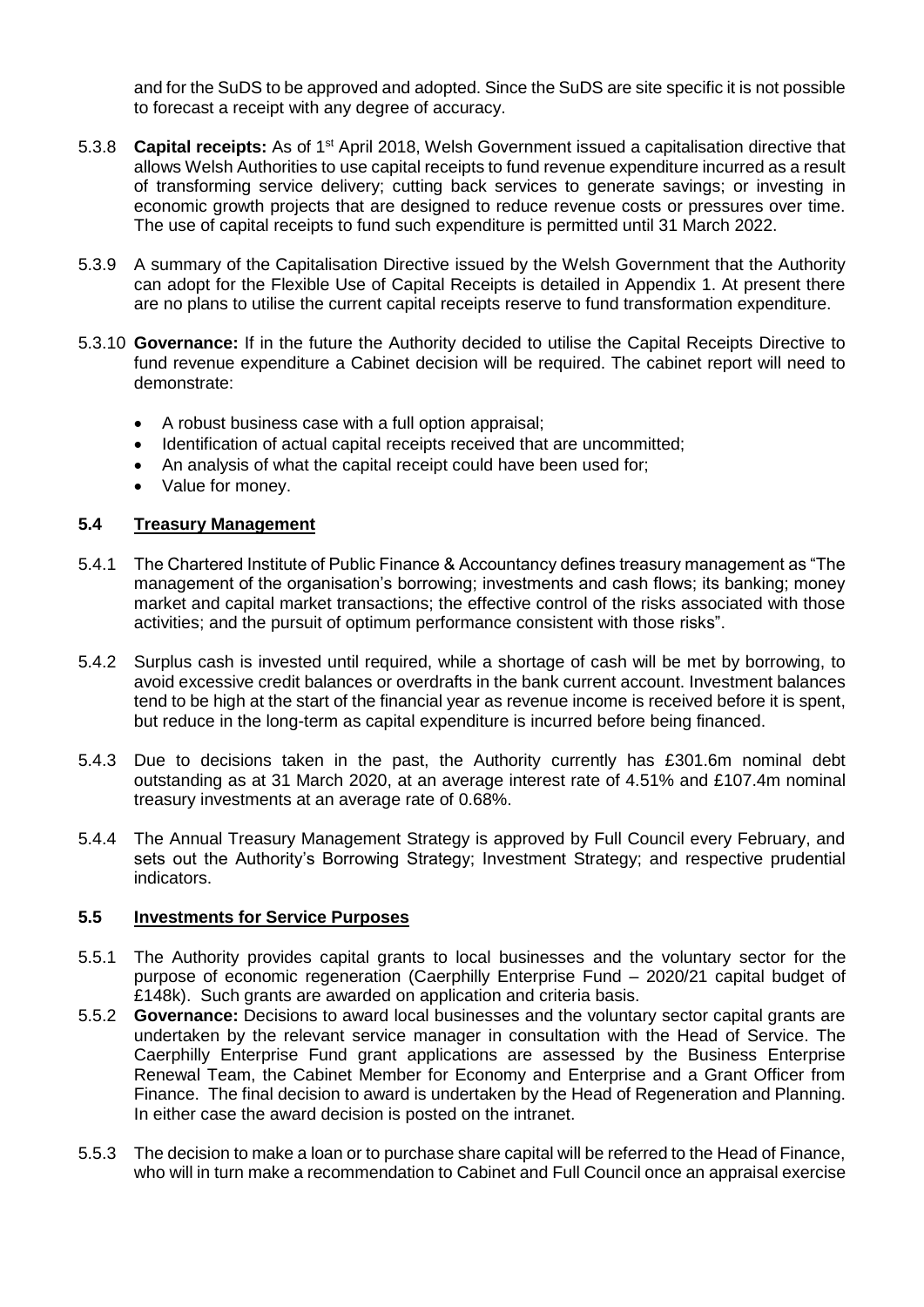and for the SuDS to be approved and adopted. Since the SuDS are site specific it is not possible to forecast a receipt with any degree of accuracy.

5.3.8 **Capital receipts:** As of 1st April 2018, Welsh Government issued a capitalisation directive that allows Welsh Authorities to use capital receipts to fund revenue expenditure incurred as a result of transforming service delivery; cutting back services to generate savings; or investing in economic growth projects that are designed to reduce revenue costs or pressures over time. The use of capital receipts to fund such expenditure is permitted until 31 March 2022.

5.3.9 A summary of the Capitalisation Directive issued by the Welsh Government that the Authority can adopt for the Flexible Use of Capital Receipts is detailed in Appendix 1. At present there are no plans to utilise the current capital receipts reserve to fund transformation expenditure.

5.3.10 **Governance:** If in the future the Authority decided to utilise the Capital Receipts Directive to fund revenue expenditure a Cabinet decision will be required. The cabinet report will need to demonstrate:

- A robust business case with a full option appraisal;
- Identification of actual capital receipts received that are uncommitted;
- An analysis of what the capital receipt could have been used for;
- Value for money.

## 5.4 Treasury Management

5.4.1 The Chartered Institute of Public Finance & Accountancy defines treasury management as "The management of the organisation's borrowing; investments and cash flows; its banking; money market and capital market transactions; the effective control of the risks associated with those activities; and the pursuit of optimum performance consistent with those risks".

5.4.2 Surplus cash is invested until required, while a shortage of cash will be met by borrowing, to avoid excessive credit balances or overdrafts in the bank current account. Investment balances tend to be high at the start of the financial year as revenue income is received before it is spent, but reduce in the long-term as capital expenditure is incurred before being financed.

5.4.3 Due to decisions taken in the past, the Authority currently has £301.6m nominal debt outstanding as at 31 March 2020, at an average interest rate of 4.51% and £107.4m nominal treasury investments at an average rate of 0.68%.

5.4.4 The Annual Treasury Management Strategy is approved by Full Council every February, and sets out the Authority's Borrowing Strategy; Investment Strategy; and respective prudential indicators.

## 5.5 Investments for Service Purposes

5.5.1 The Authority provides capital grants to local businesses and the voluntary sector for the purpose of economic regeneration (Caerphilly Enterprise Fund – 2020/21 capital budget of £148k). Such grants are awarded on application and criteria basis.

5.5.2 **Governance:** Decisions to award local businesses and the voluntary sector capital grants are undertaken by the relevant service manager in consultation with the Head of Service. The Caerphilly Enterprise Fund grant applications are assessed by the Business Enterprise Renewal Team, the Cabinet Member for Economy and Enterprise and a Grant Officer from Finance. The final decision to award is undertaken by the Head of Regeneration and Planning. In either case the award decision is posted on the intranet.

5.5.3 The decision to make a loan or to purchase share capital will be referred to the Head of Finance, who will in turn make a recommendation to Cabinet and Full Council once an appraisal exercise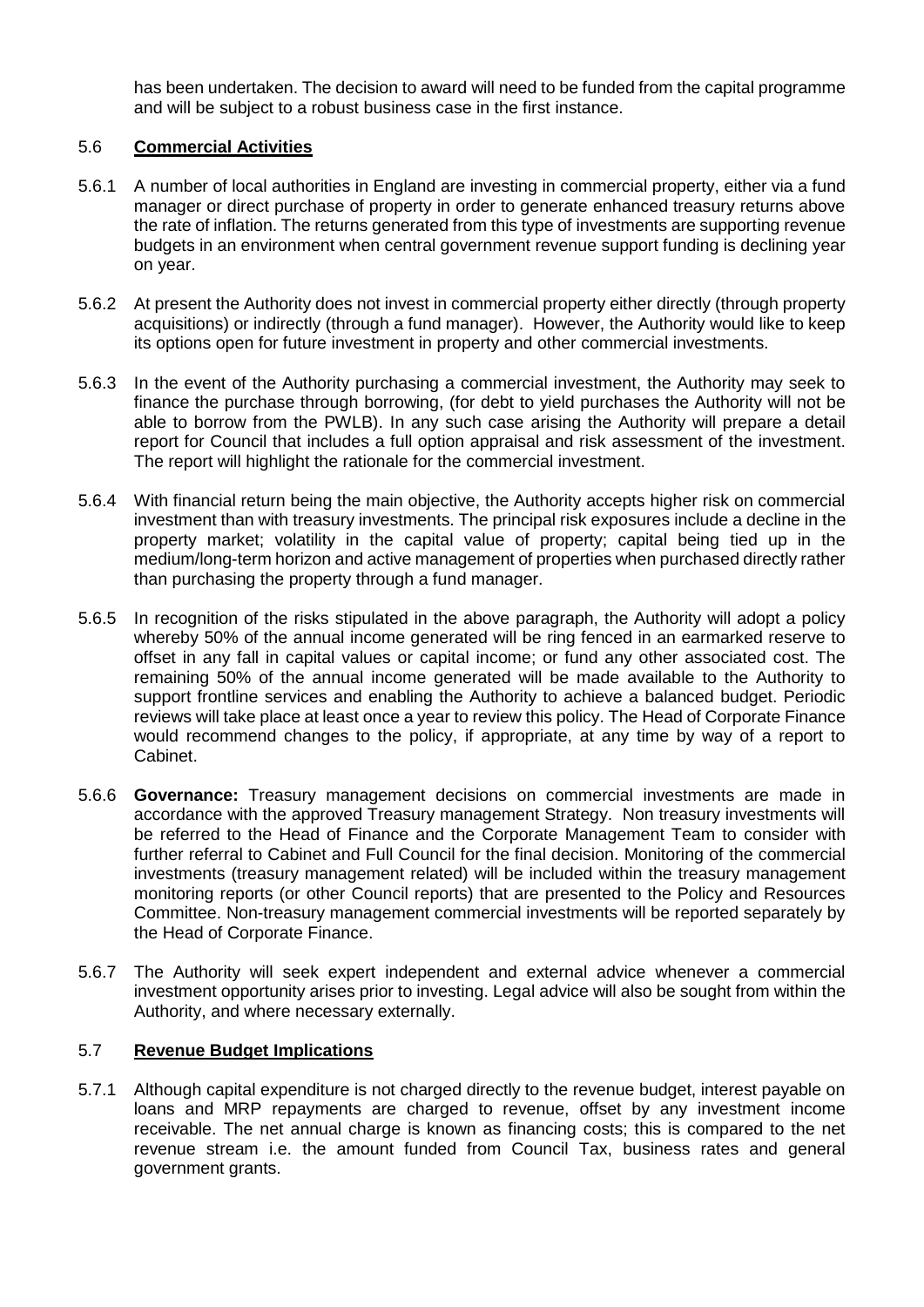has been undertaken. The decision to award will need to be funded from the capital programme and will be subject to a robust business case in the first instance.

## 5.6 **Commercial Activities**

5.6.1 A number of local authorities in England are investing in commercial property, either via a fund manager or direct purchase of property in order to generate enhanced treasury returns above the rate of inflation. The returns generated from this type of investments are supporting revenue budgets in an environment when central government revenue support funding is declining year on year.

5.6.2 At present the Authority does not invest in commercial property either directly (through property acquisitions) or indirectly (through a fund manager). However, the Authority would like to keep its options open for future investment in property and other commercial investments.

5.6.3 In the event of the Authority purchasing a commercial investment, the Authority may seek to finance the purchase through borrowing, (for debt to yield purchases the Authority will not be able to borrow from the PWLB). In any such case arising the Authority will prepare a detail report for Council that includes a full option appraisal and risk assessment of the investment. The report will highlight the rationale for the commercial investment.

5.6.4 With financial return being the main objective, the Authority accepts higher risk on commercial investment than with treasury investments. The principal risk exposures include a decline in the property market; volatility in the capital value of property; capital being tied up in the medium/long-term horizon and active management of properties when purchased directly rather than purchasing the property through a fund manager.

5.6.5 In recognition of the risks stipulated in the above paragraph, the Authority will adopt a policy whereby 50% of the annual income generated will be ring fenced in an earmarked reserve to offset in any fall in capital values or capital income; or fund any other associated cost. The remaining 50% of the annual income generated will be made available to the Authority to support frontline services and enabling the Authority to achieve a balanced budget. Periodic reviews will take place at least once a year to review this policy. The Head of Corporate Finance would recommend changes to the policy, if appropriate, at any time by way of a report to Cabinet.

5.6.6 **Governance:** Treasury management decisions on commercial investments are made in accordance with the approved Treasury management Strategy. Non treasury investments will be referred to the Head of Finance and the Corporate Management Team to consider with further referral to Cabinet and Full Council for the final decision. Monitoring of the commercial investments (treasury management related) will be included within the treasury management monitoring reports (or other Council reports) that are presented to the Policy and Resources Committee. Non-treasury management commercial investments will be reported separately by the Head of Corporate Finance.

5.6.7 The Authority will seek expert independent and external advice whenever a commercial investment opportunity arises prior to investing. Legal advice will also be sought from within the Authority, and where necessary externally.

## 5.7 **Revenue Budget Implications**

5.7.1 Although capital expenditure is not charged directly to the revenue budget, interest payable on loans and MRP repayments are charged to revenue, offset by any investment income receivable. The net annual charge is known as financing costs; this is compared to the net revenue stream i.e. the amount funded from Council Tax, business rates and general government grants.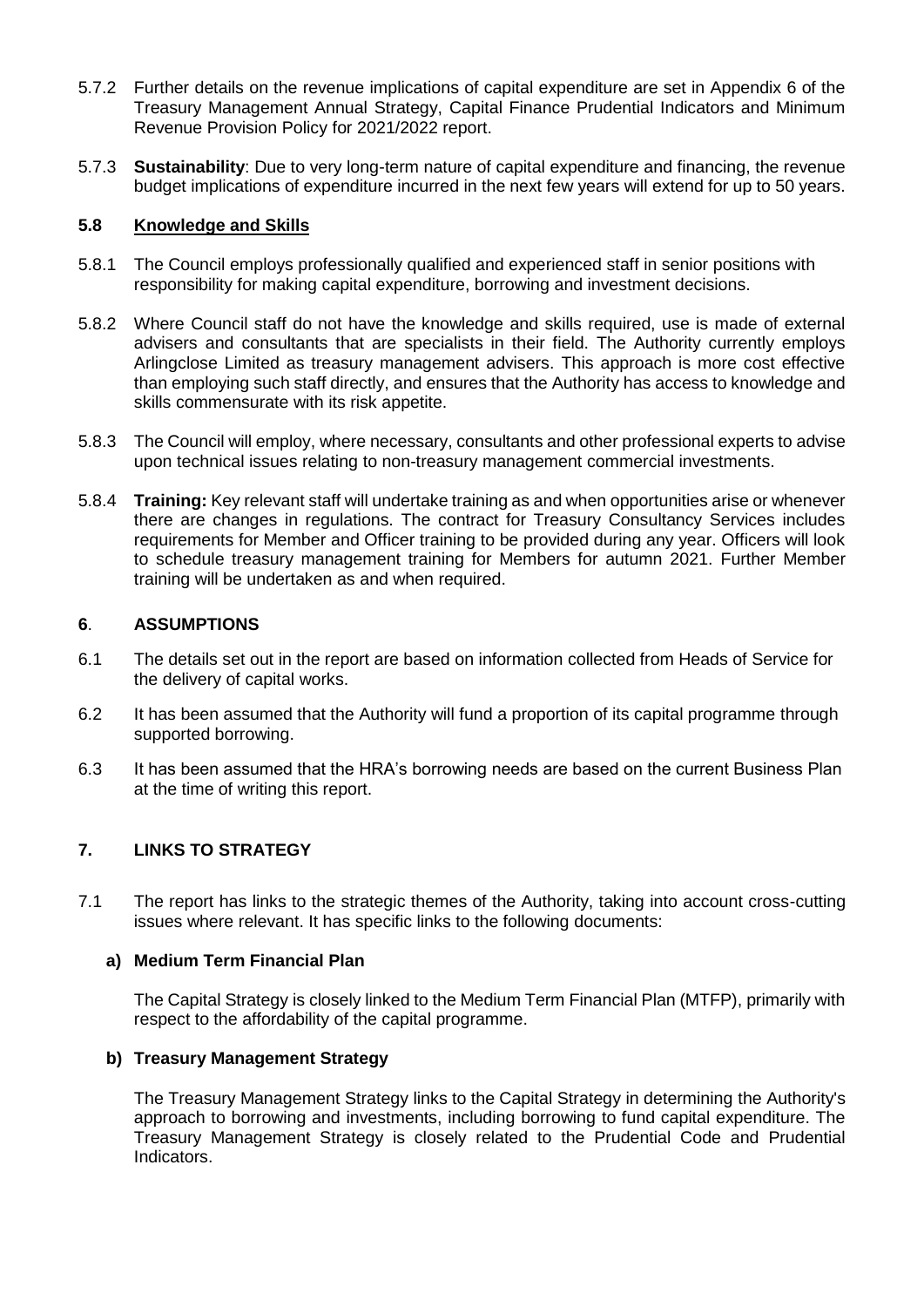5.7.2 Further details on the revenue implications of capital expenditure are set in Appendix 6 of the Treasury Management Annual Strategy, Capital Finance Prudential Indicators and Minimum Revenue Provision Policy for 2021/2022 report.

5.7.3 **Sustainability**: Due to very long-term nature of capital expenditure and financing, the revenue budget implications of expenditure incurred in the next few years will extend for up to 50 years.

### 5.8 Knowledge and Skills

5.8.1 The Council employs professionally qualified and experienced staff in senior positions with responsibility for making capital expenditure, borrowing and investment decisions.

5.8.2 Where Council staff do not have the knowledge and skills required, use is made of external advisers and consultants that are specialists in their field. The Authority currently employs Arlingclose Limited as treasury management advisers. This approach is more cost effective than employing such staff directly, and ensures that the Authority has access to knowledge and skills commensurate with its risk appetite.

5.8.3 The Council will employ, where necessary, consultants and other professional experts to advise upon technical issues relating to non-treasury management commercial investments.

5.8.4 **Training:** Key relevant staff will undertake training as and when opportunities arise or whenever there are changes in regulations. The contract for Treasury Consultancy Services includes requirements for Member and Officer training to be provided during any year. Officers will look to schedule treasury management training for Members for autumn 2021. Further Member training will be undertaken as and when required.

## 6. ASSUMPTIONS

6.1 The details set out in the report are based on information collected from Heads of Service for the delivery of capital works.

6.2 It has been assumed that the Authority will fund a proportion of its capital programme through supported borrowing.

6.3 It has been assumed that the HRA's borrowing needs are based on the current Business Plan at the time of writing this report.

## 7. LINKS TO STRATEGY

7.1 The report has links to the strategic themes of the Authority, taking into account cross-cutting issues where relevant. It has specific links to the following documents:

**a) Medium Term Financial Plan**

The Capital Strategy is closely linked to the Medium Term Financial Plan (MTFP), primarily with respect to the affordability of the capital programme.

**b) Treasury Management Strategy**

The Treasury Management Strategy links to the Capital Strategy in determining the Authority's approach to borrowing and investments, including borrowing to fund capital expenditure. The Treasury Management Strategy is closely related to the Prudential Code and Prudential Indicators.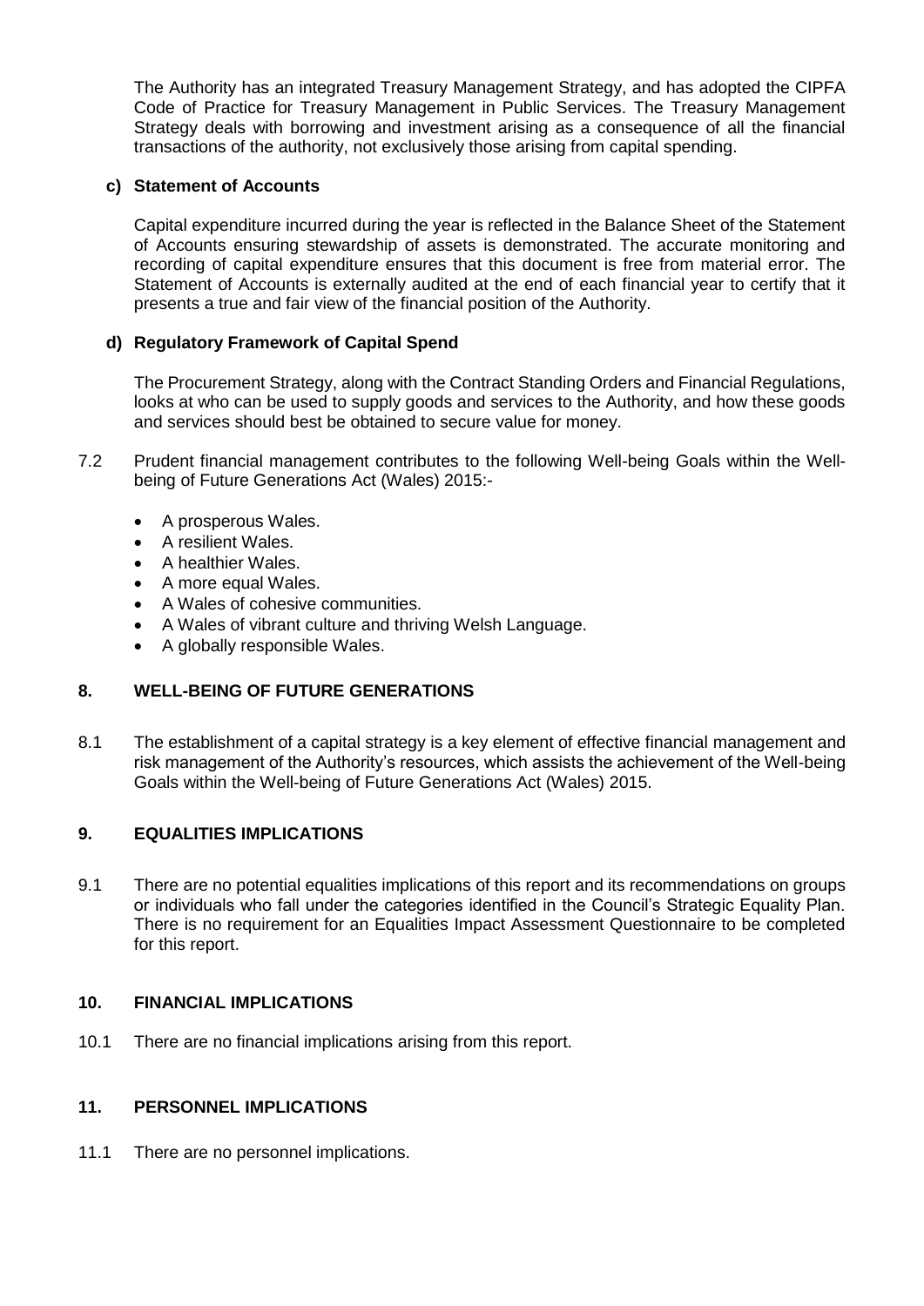The Authority has an integrated Treasury Management Strategy, and has adopted the CIPFA Code of Practice for Treasury Management in Public Services. The Treasury Management Strategy deals with borrowing and investment arising as a consequence of all the financial transactions of the authority, not exclusively those arising from capital spending.

**c) Statement of Accounts**

Capital expenditure incurred during the year is reflected in the Balance Sheet of the Statement of Accounts ensuring stewardship of assets is demonstrated. The accurate monitoring and recording of capital expenditure ensures that this document is free from material error. The Statement of Accounts is externally audited at the end of each financial year to certify that it presents a true and fair view of the financial position of the Authority.

**d) Regulatory Framework of Capital Spend**

The Procurement Strategy, along with the Contract Standing Orders and Financial Regulations, looks at who can be used to supply goods and services to the Authority, and how these goods and services should best be obtained to secure value for money.

7.2 Prudent financial management contributes to the following Well-being Goals within the Well-being of Future Generations Act (Wales) 2015:-

- A prosperous Wales.
- A resilient Wales.
- A healthier Wales.
- A more equal Wales.
- A Wales of cohesive communities.
- A Wales of vibrant culture and thriving Welsh Language.
- A globally responsible Wales.

## 8. WELL-BEING OF FUTURE GENERATIONS

8.1 The establishment of a capital strategy is a key element of effective financial management and risk management of the Authority's resources, which assists the achievement of the Well-being Goals within the Well-being of Future Generations Act (Wales) 2015.

## 9. EQUALITIES IMPLICATIONS

9.1 There are no potential equalities implications of this report and its recommendations on groups or individuals who fall under the categories identified in the Council's Strategic Equality Plan. There is no requirement for an Equalities Impact Assessment Questionnaire to be completed for this report.

## 10. FINANCIAL IMPLICATIONS

10.1 There are no financial implications arising from this report.

## 11. PERSONNEL IMPLICATIONS

11.1 There are no personnel implications.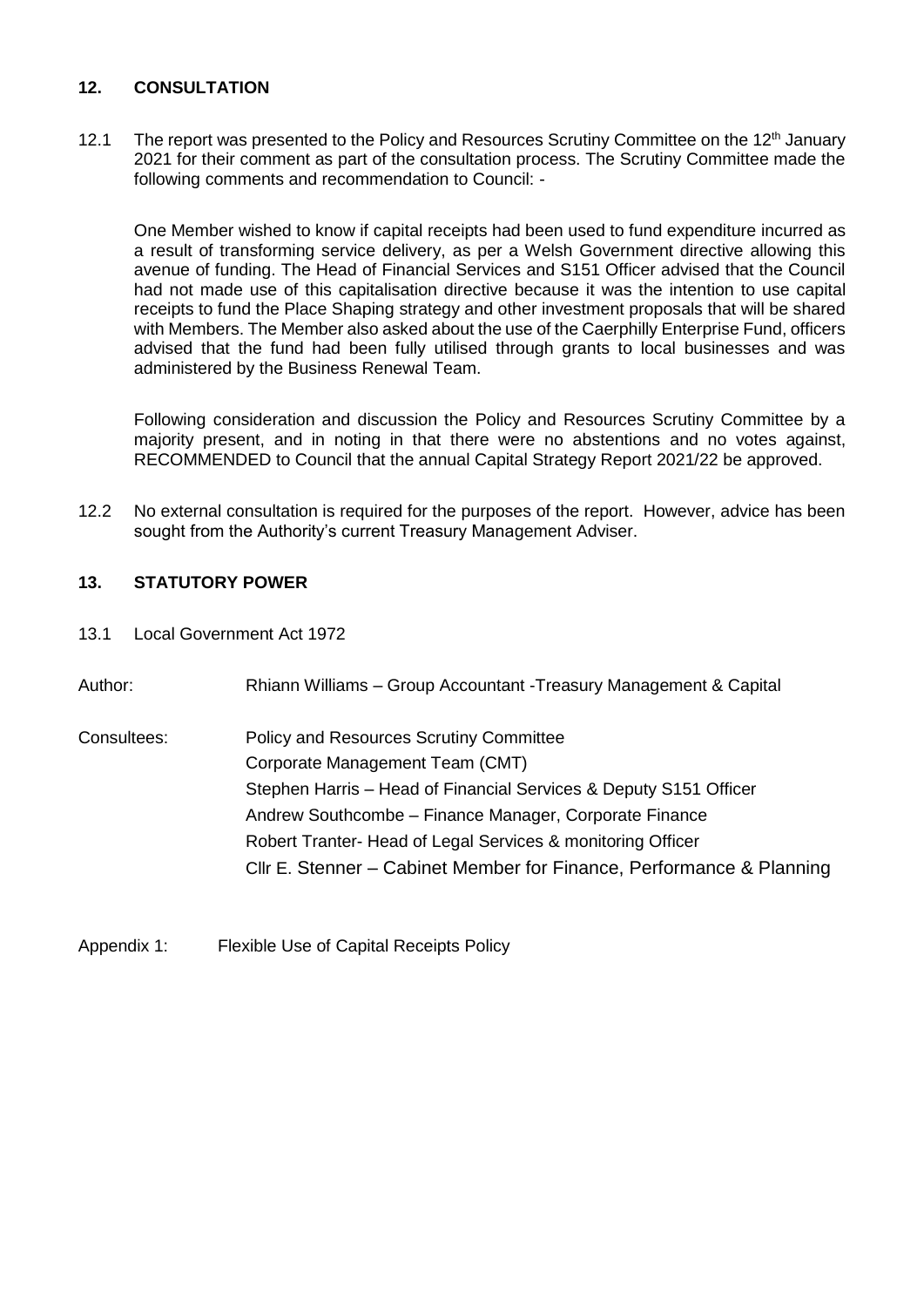## 12. CONSULTATION

12.1 The report was presented to the Policy and Resources Scrutiny Committee on the 12th January 2021 for their comment as part of the consultation process. The Scrutiny Committee made the following comments and recommendation to Council: -

One Member wished to know if capital receipts had been used to fund expenditure incurred as a result of transforming service delivery, as per a Welsh Government directive allowing this avenue of funding. The Head of Financial Services and S151 Officer advised that the Council had not made use of this capitalisation directive because it was the intention to use capital receipts to fund the Place Shaping strategy and other investment proposals that will be shared with Members. The Member also asked about the use of the Caerphilly Enterprise Fund, officers advised that the fund had been fully utilised through grants to local businesses and was administered by the Business Renewal Team.

Following consideration and discussion the Policy and Resources Scrutiny Committee by a majority present, and in noting in that there were no abstentions and no votes against, RECOMMENDED to Council that the annual Capital Strategy Report 2021/22 be approved.

12.2 No external consultation is required for the purposes of the report. However, advice has been sought from the Authority's current Treasury Management Adviser.

## 13. STATUTORY POWER

13.1 Local Government Act 1972

Author: Rhiann Williams – Group Accountant -Treasury Management & Capital

Consultees: Policy and Resources Scrutiny Committee
Corporate Management Team (CMT)
Stephen Harris – Head of Financial Services & Deputy S151 Officer
Andrew Southcombe – Finance Manager, Corporate Finance
Robert Tranter- Head of Legal Services & monitoring Officer
Cllr E. Stenner – Cabinet Member for Finance, Performance & Planning

Appendix 1: Flexible Use of Capital Receipts Policy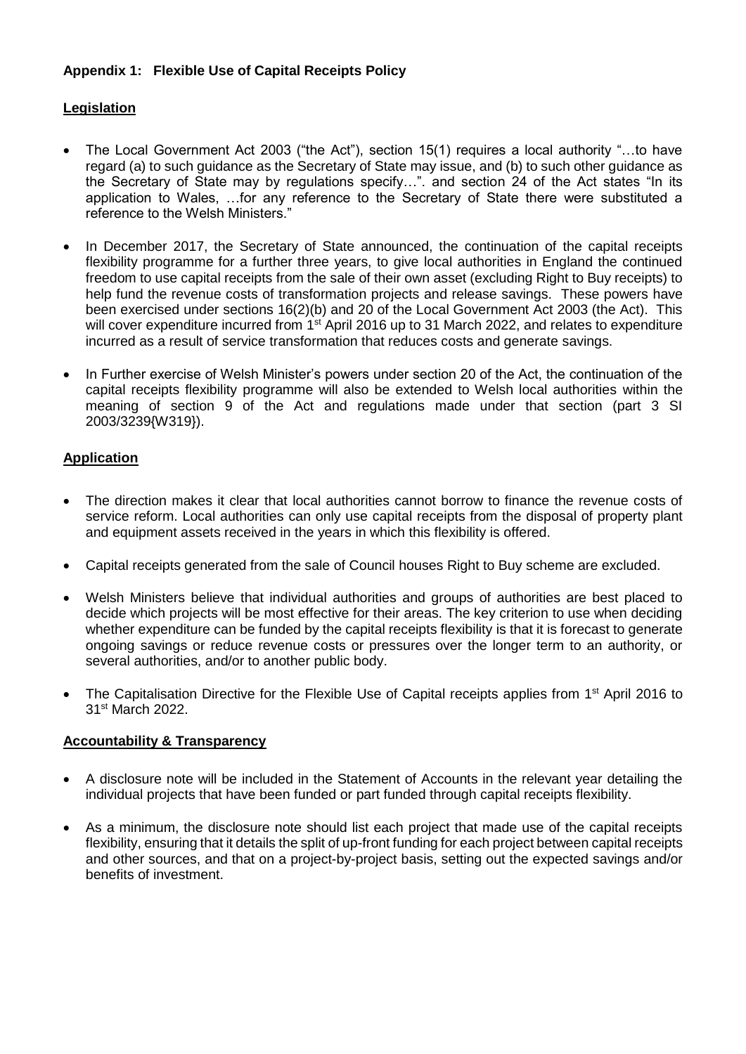### **Appendix 1: Flexible Use of Capital Receipts Policy**

**Legislation**

- The Local Government Act 2003 ("the Act"), section 15(1) requires a local authority "…to have regard (a) to such guidance as the Secretary of State may issue, and (b) to such other guidance as the Secretary of State may by regulations specify…". and section 24 of the Act states "In its application to Wales, …for any reference to the Secretary of State there were substituted a reference to the Welsh Ministers."
- In December 2017, the Secretary of State announced, the continuation of the capital receipts flexibility programme for a further three years, to give local authorities in England the continued freedom to use capital receipts from the sale of their own asset (excluding Right to Buy receipts) to help fund the revenue costs of transformation projects and release savings. These powers have been exercised under sections 16(2)(b) and 20 of the Local Government Act 2003 (the Act). This will cover expenditure incurred from 1st April 2016 up to 31 March 2022, and relates to expenditure incurred as a result of service transformation that reduces costs and generate savings.
- In Further exercise of Welsh Minister's powers under section 20 of the Act, the continuation of the capital receipts flexibility programme will also be extended to Welsh local authorities within the meaning of section 9 of the Act and regulations made under that section (part 3 SI 2003/3239{W319}).

**Application**

- The direction makes it clear that local authorities cannot borrow to finance the revenue costs of service reform. Local authorities can only use capital receipts from the disposal of property plant and equipment assets received in the years in which this flexibility is offered.
- Capital receipts generated from the sale of Council houses Right to Buy scheme are excluded.
- Welsh Ministers believe that individual authorities and groups of authorities are best placed to decide which projects will be most effective for their areas. The key criterion to use when deciding whether expenditure can be funded by the capital receipts flexibility is that it is forecast to generate ongoing savings or reduce revenue costs or pressures over the longer term to an authority, or several authorities, and/or to another public body.
- The Capitalisation Directive for the Flexible Use of Capital receipts applies from 1st April 2016 to 31st March 2022.

**Accountability & Transparency**

- A disclosure note will be included in the Statement of Accounts in the relevant year detailing the individual projects that have been funded or part funded through capital receipts flexibility.
- As a minimum, the disclosure note should list each project that made use of the capital receipts flexibility, ensuring that it details the split of up-front funding for each project between capital receipts and other sources, and that on a project-by-project basis, setting out the expected savings and/or benefits of investment.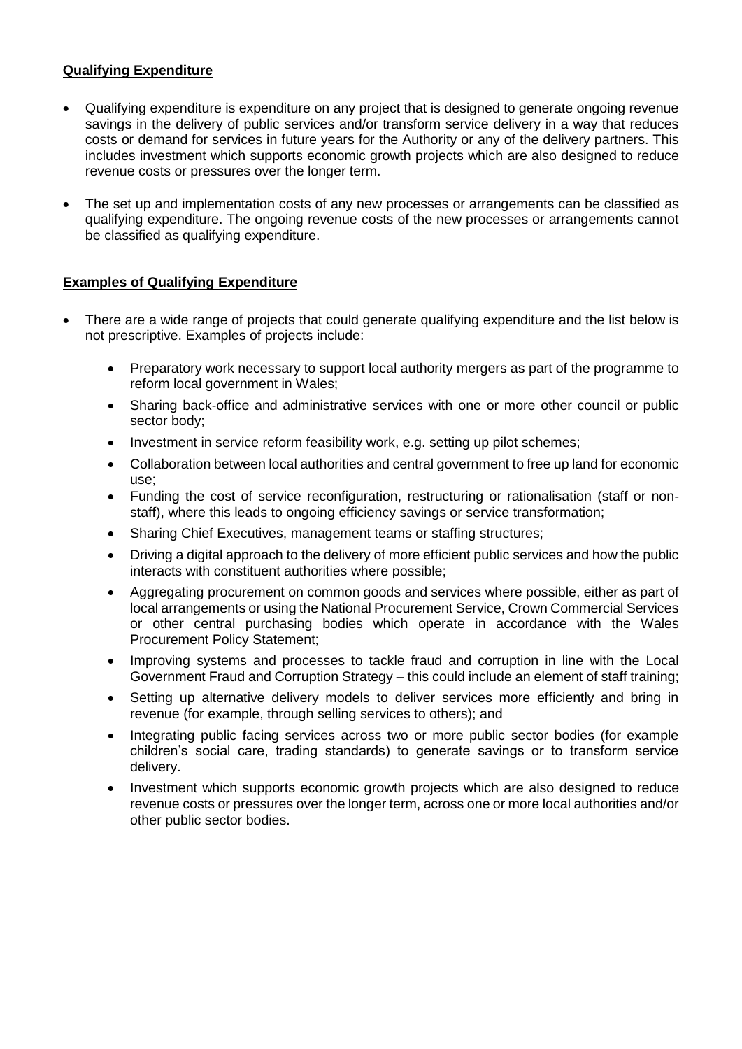**Qualifying Expenditure**

- Qualifying expenditure is expenditure on any project that is designed to generate ongoing revenue savings in the delivery of public services and/or transform service delivery in a way that reduces costs or demand for services in future years for the Authority or any of the delivery partners. This includes investment which supports economic growth projects which are also designed to reduce revenue costs or pressures over the longer term.
- The set up and implementation costs of any new processes or arrangements can be classified as qualifying expenditure. The ongoing revenue costs of the new processes or arrangements cannot be classified as qualifying expenditure.

**Examples of Qualifying Expenditure**

- There are a wide range of projects that could generate qualifying expenditure and the list below is not prescriptive. Examples of projects include:
  - Preparatory work necessary to support local authority mergers as part of the programme to reform local government in Wales;
  - Sharing back-office and administrative services with one or more other council or public sector body;
  - Investment in service reform feasibility work, e.g. setting up pilot schemes;
  - Collaboration between local authorities and central government to free up land for economic use;
  - Funding the cost of service reconfiguration, restructuring or rationalisation (staff or non-staff), where this leads to ongoing efficiency savings or service transformation;
  - Sharing Chief Executives, management teams or staffing structures;
  - Driving a digital approach to the delivery of more efficient public services and how the public interacts with constituent authorities where possible;
  - Aggregating procurement on common goods and services where possible, either as part of local arrangements or using the National Procurement Service, Crown Commercial Services or other central purchasing bodies which operate in accordance with the Wales Procurement Policy Statement;
  - Improving systems and processes to tackle fraud and corruption in line with the Local Government Fraud and Corruption Strategy – this could include an element of staff training;
  - Setting up alternative delivery models to deliver services more efficiently and bring in revenue (for example, through selling services to others); and
  - Integrating public facing services across two or more public sector bodies (for example children's social care, trading standards) to generate savings or to transform service delivery.
  - Investment which supports economic growth projects which are also designed to reduce revenue costs or pressures over the longer term, across one or more local authorities and/or other public sector bodies.